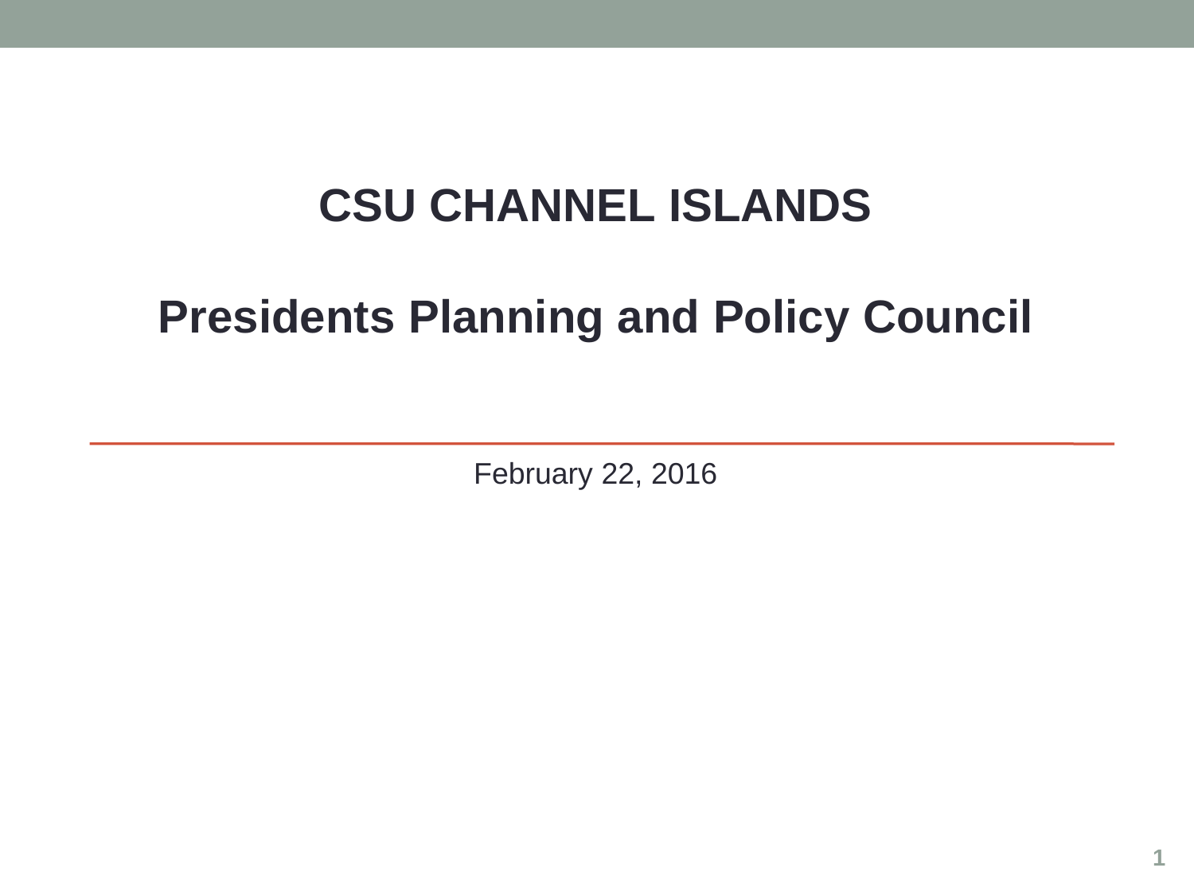# CSU CHANNEL ISLANDS

# Presidents Planning and Policy Council

February 22, 2016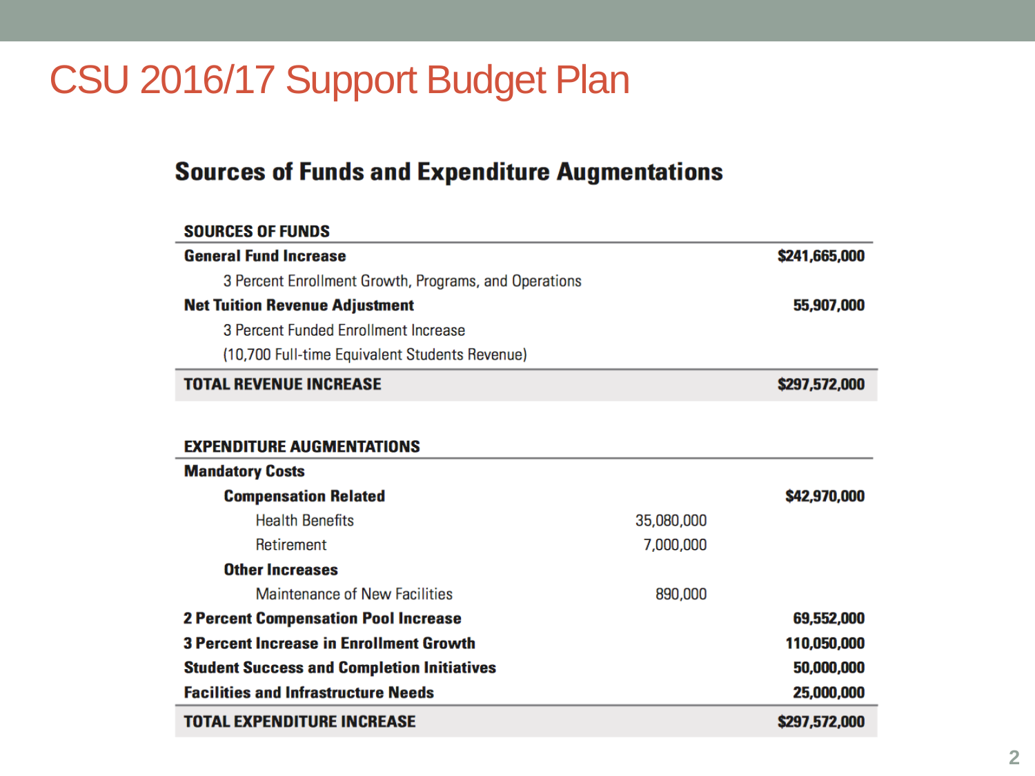# CSU 2016/17 Support Budget Plan

## Sources of Funds and Expenditure Augmentations

| SOURCES OF FUNDS | | |
|---|---|---|
| **General Fund Increase** | | **$241,665,000** |
| 3 Percent Enrollment Growth, Programs, and Operations | | |
| **Net Tuition Revenue Adjustment** | | **55,907,000** |
| 3 Percent Funded Enrollment Increase | | |
| (10,700 Full-time Equivalent Students Revenue) | | |
| **TOTAL REVENUE INCREASE** | | **$297,572,000** |

| EXPENDITURE AUGMENTATIONS | | |
|---|---|---|
| **Mandatory Costs** | | |
| **Compensation Related** | | **$42,970,000** |
| Health Benefits | 35,080,000 | |
| Retirement | 7,000,000 | |
| **Other Increases** | | |
| Maintenance of New Facilities | 890,000 | |
| **2 Percent Compensation Pool Increase** | | **69,552,000** |
| **3 Percent Increase in Enrollment Growth** | | **110,050,000** |
| **Student Success and Completion Initiatives** | | **50,000,000** |
| **Facilities and Infrastructure Needs** | | **25,000,000** |
| **TOTAL EXPENDITURE INCREASE** | | **$297,572,000** |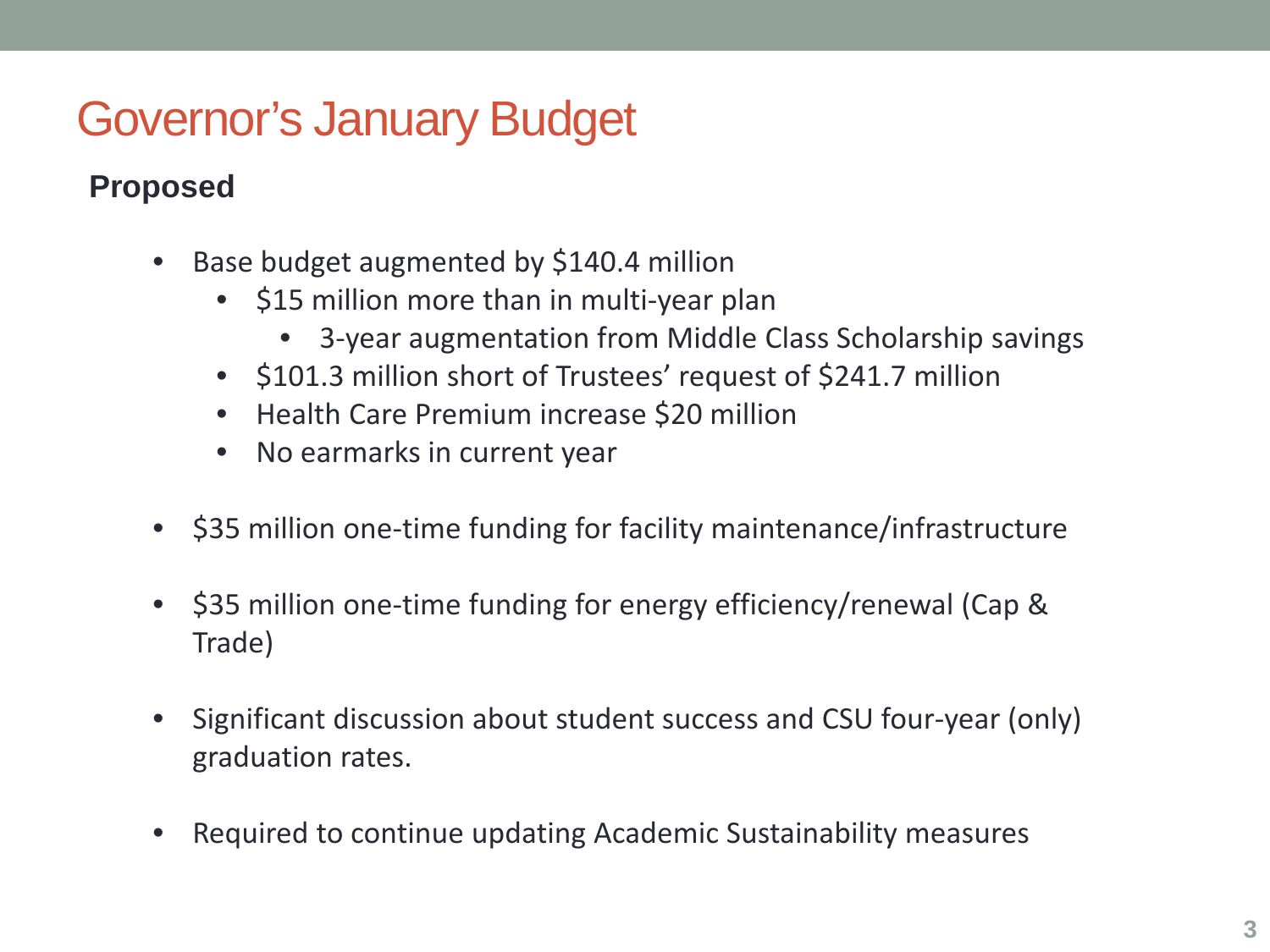# Governor's January Budget

**Proposed**

- Base budget augmented by $140.4 million
  - $15 million more than in multi-year plan
    - 3-year augmentation from Middle Class Scholarship savings
  - $101.3 million short of Trustees' request of $241.7 million
  - Health Care Premium increase $20 million
  - No earmarks in current year

- $35 million one-time funding for facility maintenance/infrastructure

- $35 million one-time funding for energy efficiency/renewal (Cap & Trade)

- Significant discussion about student success and CSU four-year (only) graduation rates.

- Required to continue updating Academic Sustainability measures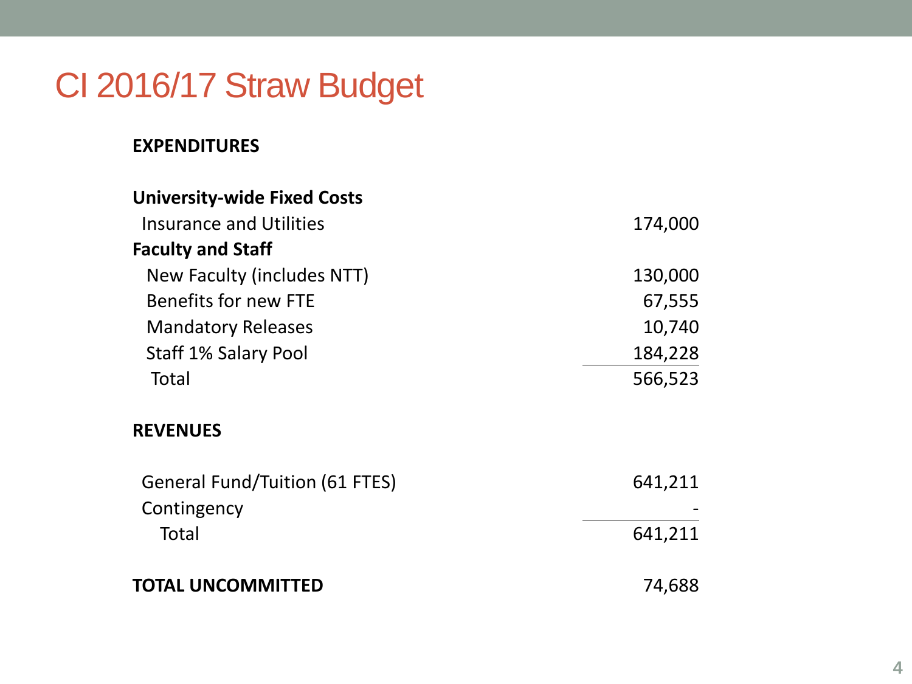# CI 2016/17 Straw Budget

| **EXPENDITURES** | |
|---|---|
| **University-wide Fixed Costs** | |
| Insurance and Utilities | 174,000 |
| **Faculty and Staff** | |
| New Faculty (includes NTT) | 130,000 |
| Benefits for new FTE | 67,555 |
| Mandatory Releases | 10,740 |
| Staff 1% Salary Pool | 184,228 |
| Total | 566,523 |
| | |
| **REVENUES** | |
| General Fund/Tuition (61 FTES) | 641,211 |
| Contingency | - |
| Total | 641,211 |
| | |
| **TOTAL UNCOMMITTED** | 74,688 |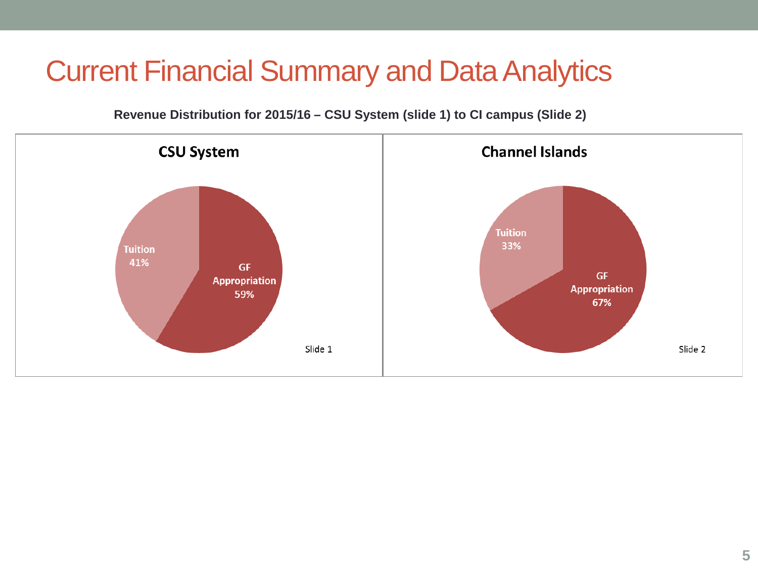# Current Financial Summary and Data Analytics

**Revenue Distribution for 2015/16 – CSU System (slide 1) to CI campus (Slide 2)**

**CSU System**

Tuition 41%

GF Appropriation 59%

Slide 1

**Channel Islands**

Tuition 33%

GF Appropriation 67%

Slide 2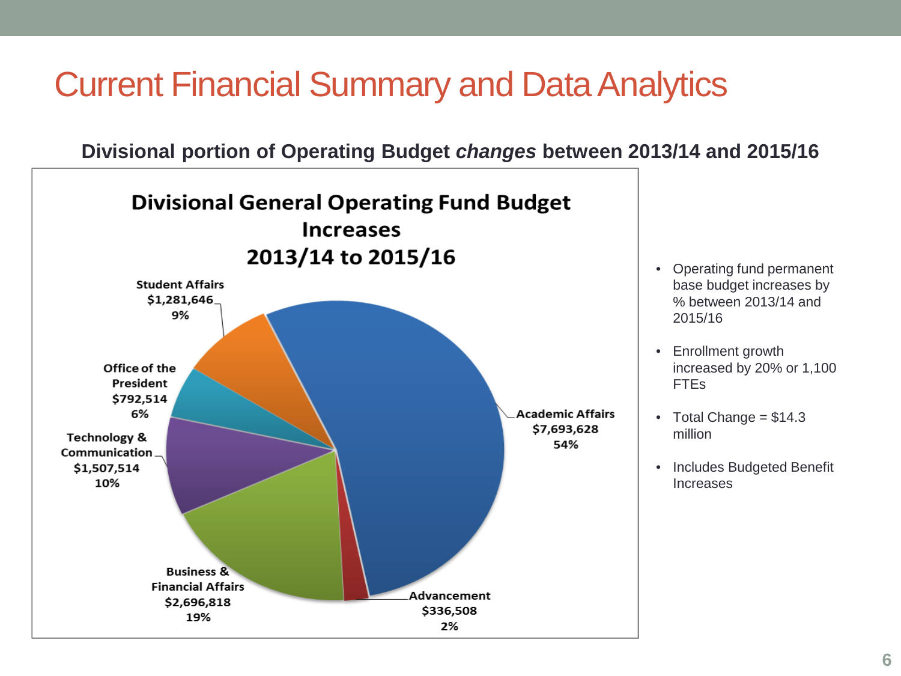# Current Financial Summary and Data Analytics

**Divisional portion of Operating Budget *changes* between 2013/14 and 2015/16**

**Divisional General Operating Fund Budget Increases 2013/14 to 2015/16**

| Division | Amount | Percent |
|---|---|---|
| Academic Affairs | $7,693,628 | 54% |
| Advancement | $336,508 | 2% |
| Business & Financial Affairs | $2,696,818 | 19% |
| Technology & Communication | $1,507,514 | 10% |
| Office of the President | $792,514 | 6% |
| Student Affairs | $1,281,646 | 9% |

- Operating fund permanent base budget increases by % between 2013/14 and 2015/16
- Enrollment growth increased by 20% or 1,100 FTEs
- Total Change = $14.3 million
- Includes Budgeted Benefit Increases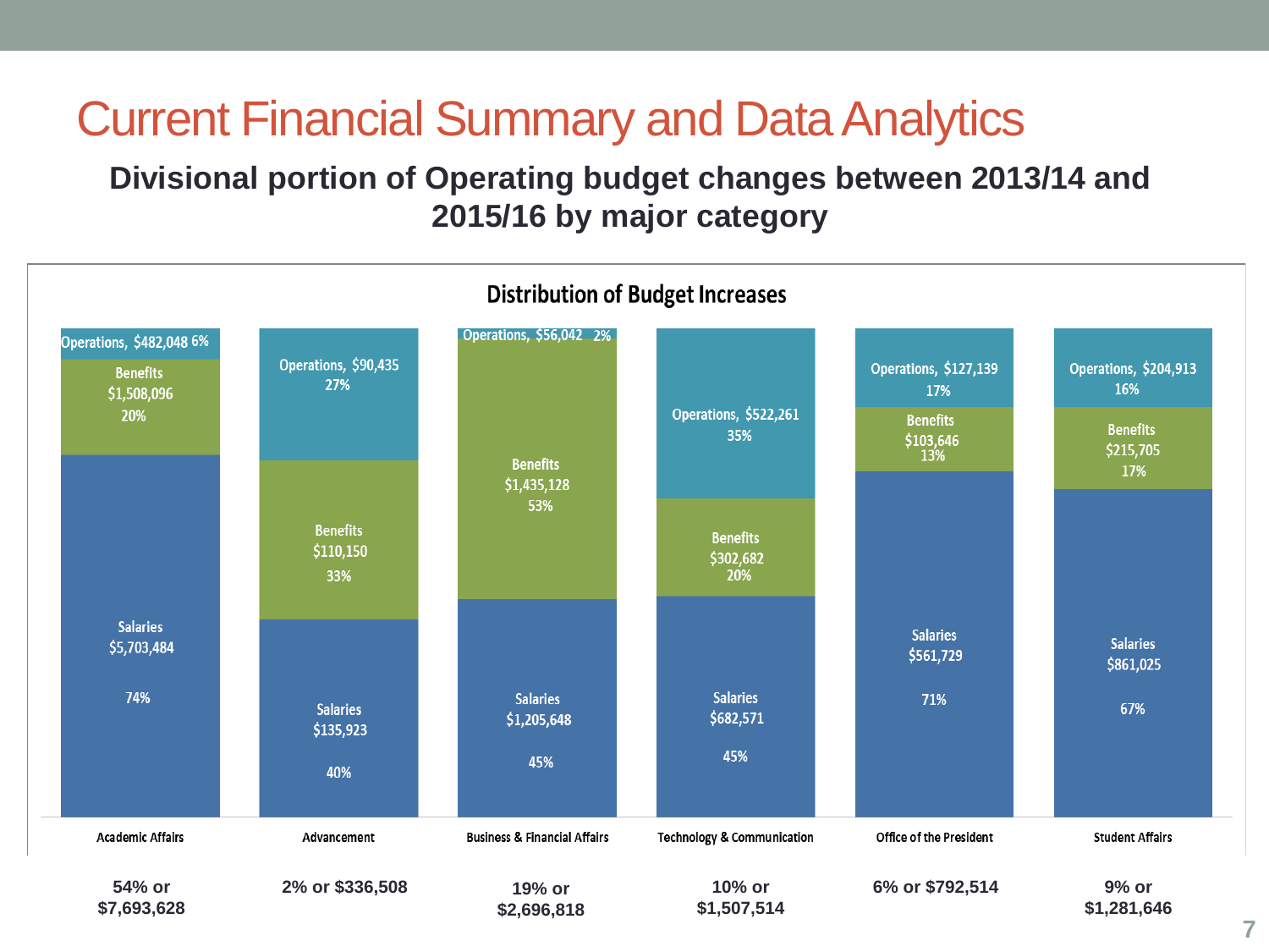# Current Financial Summary and Data Analytics

## Divisional portion of Operating budget changes between 2013/14 and 2015/16 by major category

### Distribution of Budget Increases

| Category | Academic Affairs | Advancement | Business & Financial Affairs | Technology & Communication | Office of the President | Student Affairs |
|---|---|---|---|---|---|---|
| Operations | $482,048 (6%) | $90,435 (27%) | $56,042 (2%) | $522,261 (35%) | $127,139 (17%) | $204,913 (16%) |
| Benefits | $1,508,096 (20%) | $110,150 (33%) | $1,435,128 (53%) | $302,682 (20%) | $103,646 (13%) | $215,705 (17%) |
| Salaries | $5,703,484 (74%) | $135,923 (40%) | $1,205,648 (45%) | $682,571 (45%) | $561,729 (71%) | $861,025 (67%) |
| Total | 54% or $7,693,628 | 2% or $336,508 | 19% or $2,696,818 | 10% or $1,507,514 | 6% or $792,514 | 9% or $1,281,646 |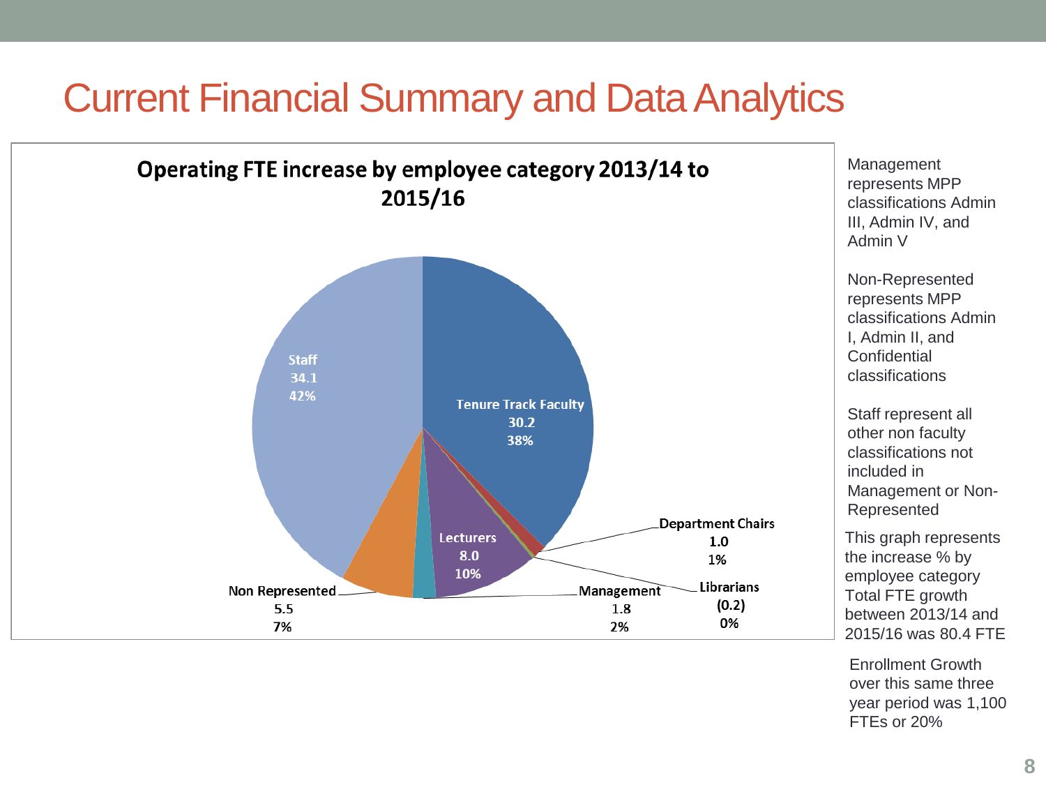# Current Financial Summary and Data Analytics

**Operating FTE increase by employee category 2013/14 to 2015/16**

| Employee Category | FTE Increase | % |
| --- | --- | --- |
| Tenure Track Faculty | 30.2 | 38% |
| Department Chairs | 1.0 | 1% |
| Librarians | (0.2) | 0% |
| Lecturers | 8.0 | 10% |
| Management | 1.8 | 2% |
| Non Represented | 5.5 | 7% |
| Staff | 34.1 | 42% |

Management represents MPP classifications Admin III, Admin IV, and Admin V

Non-Represented represents MPP classifications Admin I, Admin II, and Confidential classifications

Staff represent all other non faculty classifications not included in Management or Non-Represented

This graph represents the increase % by employee category Total FTE growth between 2013/14 and 2015/16 was 80.4 FTE

Enrollment Growth over this same three year period was 1,100 FTEs or 20%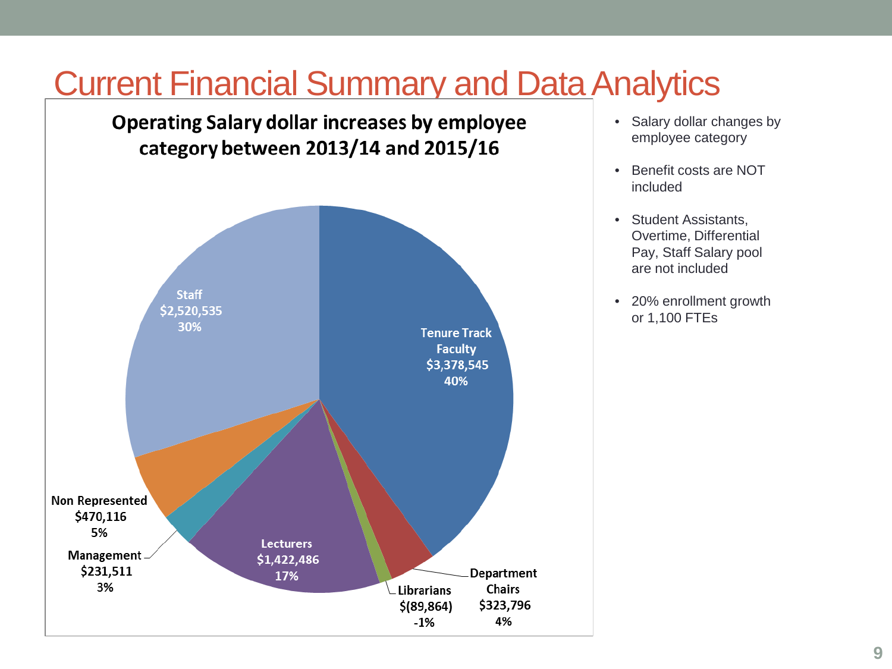# Current Financial Summary and Data Analytics

**Operating Salary dollar increases by employee category between 2013/14 and 2015/16**

| Employee Category | Salary Increase | Percent |
|---|---|---|
| Tenure Track Faculty | $3,378,545 | 40% |
| Department Chairs | $323,796 | 4% |
| Librarians | $(89,864) | -1% |
| Lecturers | $1,422,486 | 17% |
| Management | $231,511 | 3% |
| Non Represented | $470,116 | 5% |
| Staff | $2,520,535 | 30% |

- Salary dollar changes by employee category
- Benefit costs are NOT included
- Student Assistants, Overtime, Differential Pay, Staff Salary pool are not included
- 20% enrollment growth or 1,100 FTEs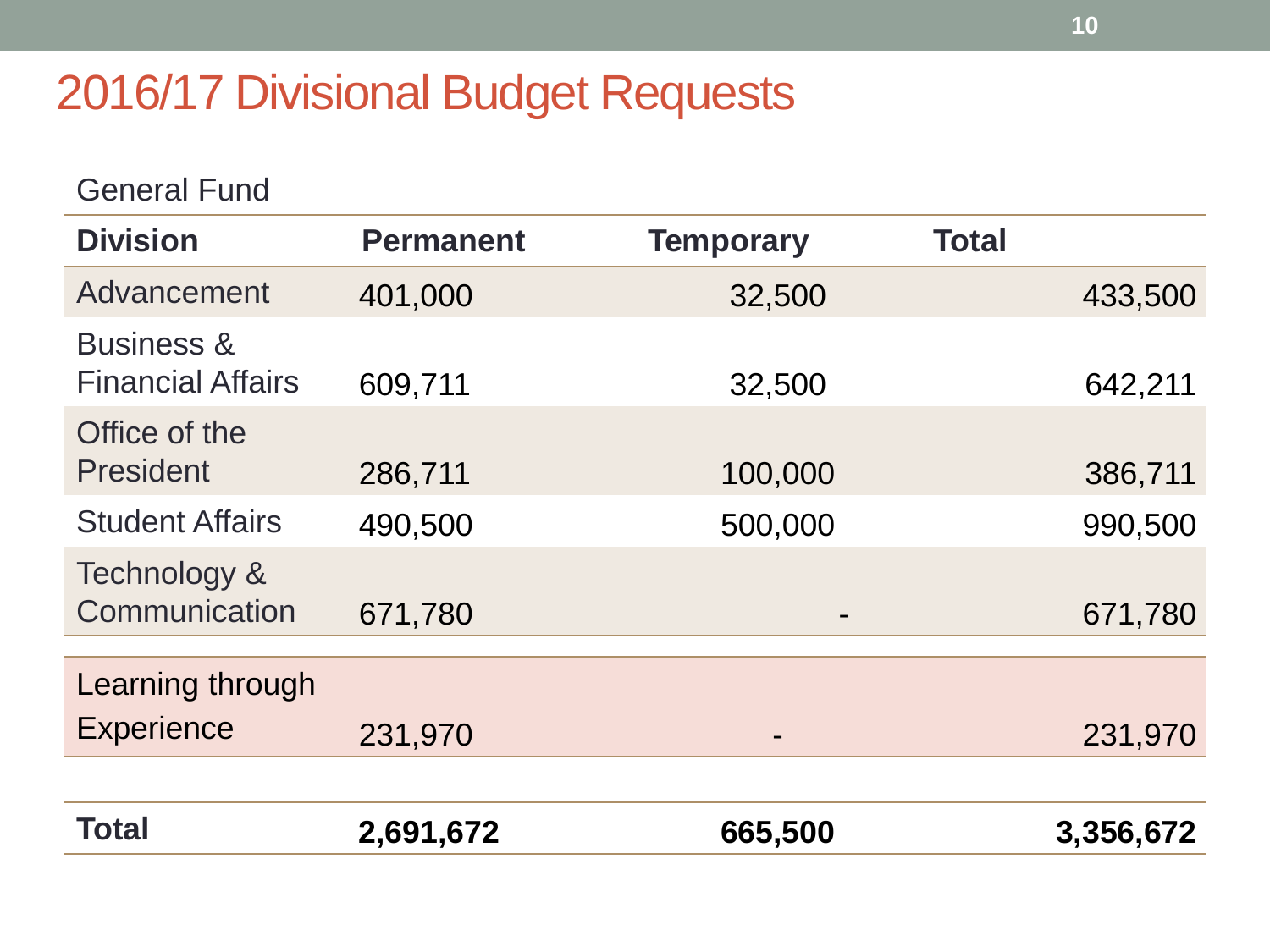# 2016/17 Divisional Budget Requests

General Fund

| Division | Permanent | Temporary | Total |
|---|---|---|---|
| Advancement | 401,000 | 32,500 | 433,500 |
| Business & Financial Affairs | 609,711 | 32,500 | 642,211 |
| Office of the President | 286,711 | 100,000 | 386,711 |
| Student Affairs | 490,500 | 500,000 | 990,500 |
| Technology & Communication | 671,780 | - | 671,780 |
| Learning through Experience | 231,970 | - | 231,970 |
| **Total** | **2,691,672** | **665,500** | **3,356,672** |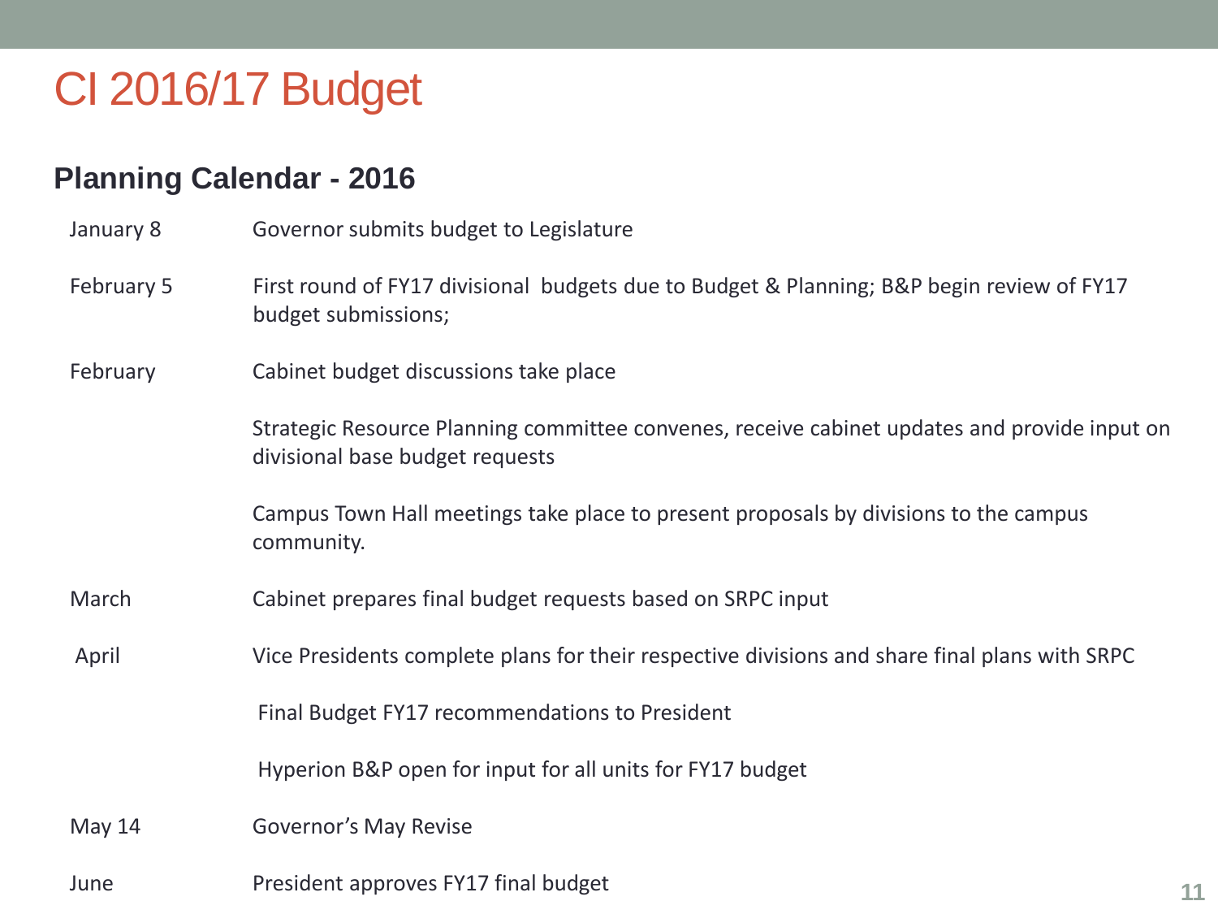# CI 2016/17 Budget

## Planning Calendar - 2016

| | |
|---|---|
| January 8 | Governor submits budget to Legislature |
| February 5 | First round of FY17 divisional budgets due to Budget & Planning; B&P begin review of FY17 budget submissions; |
| February | Cabinet budget discussions take place |
| | Strategic Resource Planning committee convenes, receive cabinet updates and provide input on divisional base budget requests |
| | Campus Town Hall meetings take place to present proposals by divisions to the campus community. |
| March | Cabinet prepares final budget requests based on SRPC input |
| April | Vice Presidents complete plans for their respective divisions and share final plans with SRPC |
| | Final Budget FY17 recommendations to President |
| | Hyperion B&P open for input for all units for FY17 budget |
| May 14 | Governor's May Revise |
| June | President approves FY17 final budget |